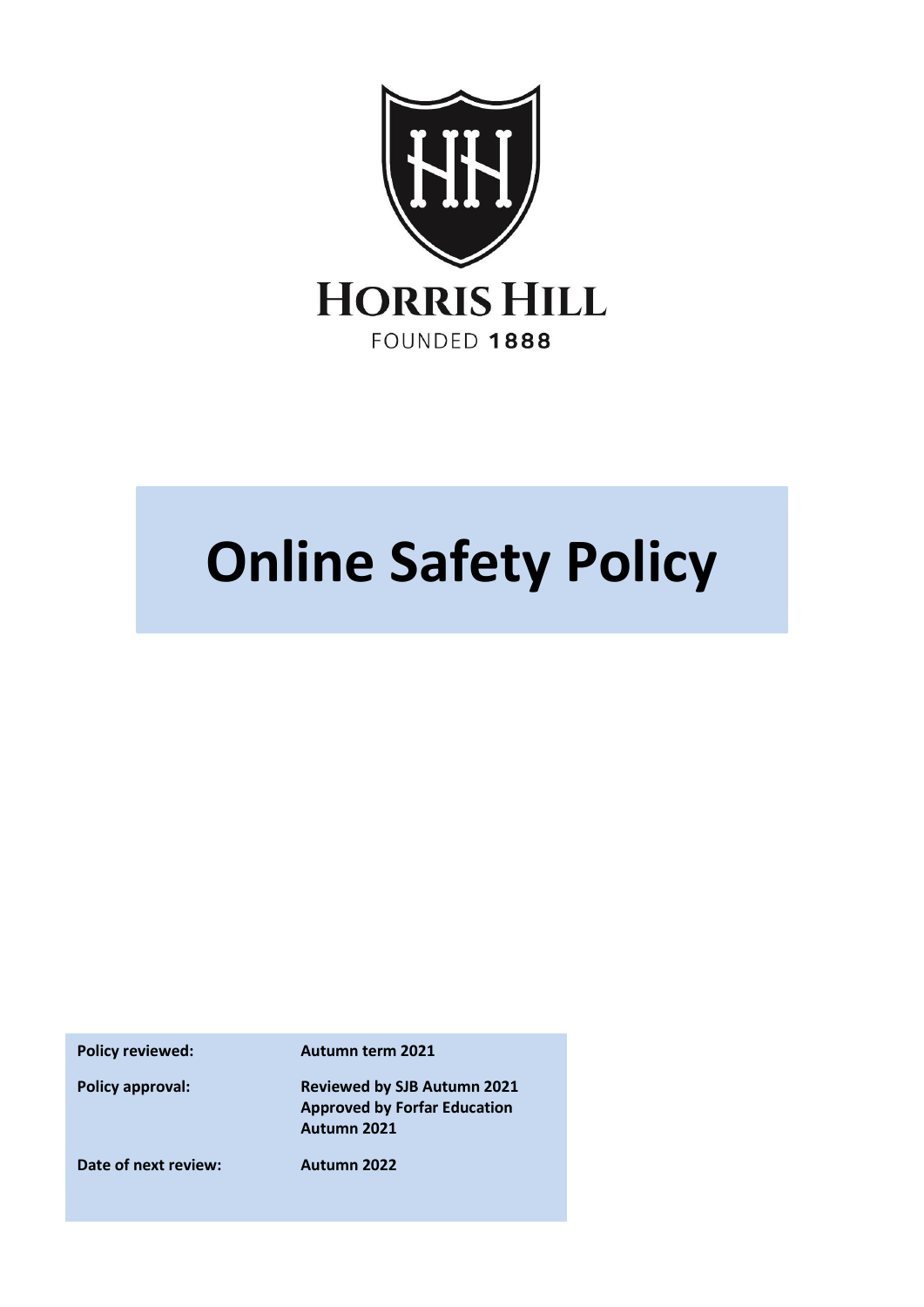HORRIS HILL

FOUNDED 1888

# Online Safety Policy

| | |
|---|---|
| **Policy reviewed:** | **Autumn term 2021** |
| **Policy approval:** | **Reviewed by SJB Autumn 2021 Approved by Forfar Education Autumn 2021** |
| **Date of next review:** | **Autumn 2022** |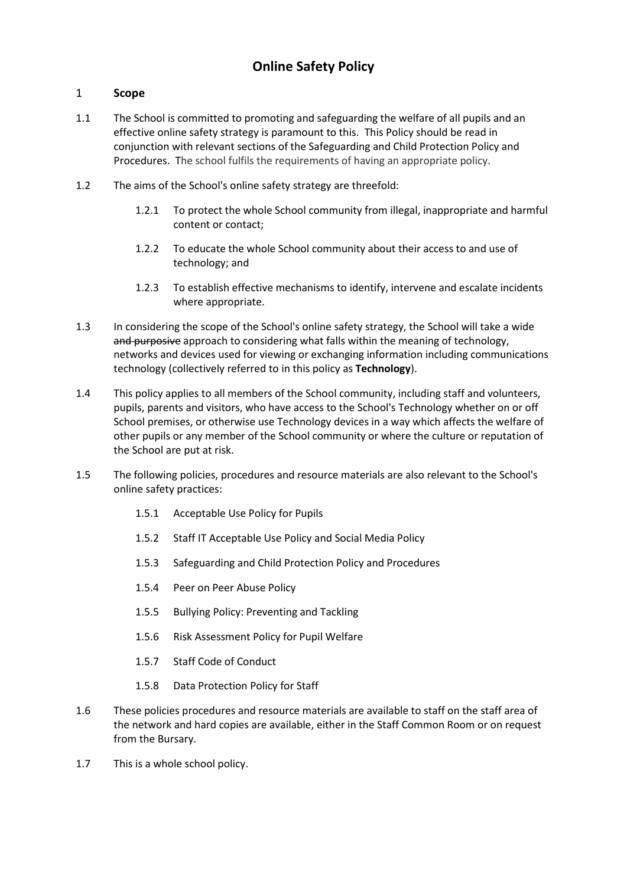# Online Safety Policy

## 1 Scope

1.1 The School is committed to promoting and safeguarding the welfare of all pupils and an effective online safety strategy is paramount to this. This Policy should be read in conjunction with relevant sections of the Safeguarding and Child Protection Policy and Procedures. The school fulfils the requirements of having an appropriate policy.

1.2 The aims of the School's online safety strategy are threefold:

1.2.1 To protect the whole School community from illegal, inappropriate and harmful content or contact;

1.2.2 To educate the whole School community about their access to and use of technology; and

1.2.3 To establish effective mechanisms to identify, intervene and escalate incidents where appropriate.

1.3 In considering the scope of the School's online safety strategy, the School will take a wide ~~and purposive~~ approach to considering what falls within the meaning of technology, networks and devices used for viewing or exchanging information including communications technology (collectively referred to in this policy as **Technology**).

1.4 This policy applies to all members of the School community, including staff and volunteers, pupils, parents and visitors, who have access to the School's Technology whether on or off School premises, or otherwise use Technology devices in a way which affects the welfare of other pupils or any member of the School community or where the culture or reputation of the School are put at risk.

1.5 The following policies, procedures and resource materials are also relevant to the School's online safety practices:

1.5.1 Acceptable Use Policy for Pupils

1.5.2 Staff IT Acceptable Use Policy and Social Media Policy

1.5.3 Safeguarding and Child Protection Policy and Procedures

1.5.4 Peer on Peer Abuse Policy

1.5.5 Bullying Policy: Preventing and Tackling

1.5.6 Risk Assessment Policy for Pupil Welfare

1.5.7 Staff Code of Conduct

1.5.8 Data Protection Policy for Staff

1.6 These policies procedures and resource materials are available to staff on the staff area of the network and hard copies are available, either in the Staff Common Room or on request from the Bursary.

1.7 This is a whole school policy.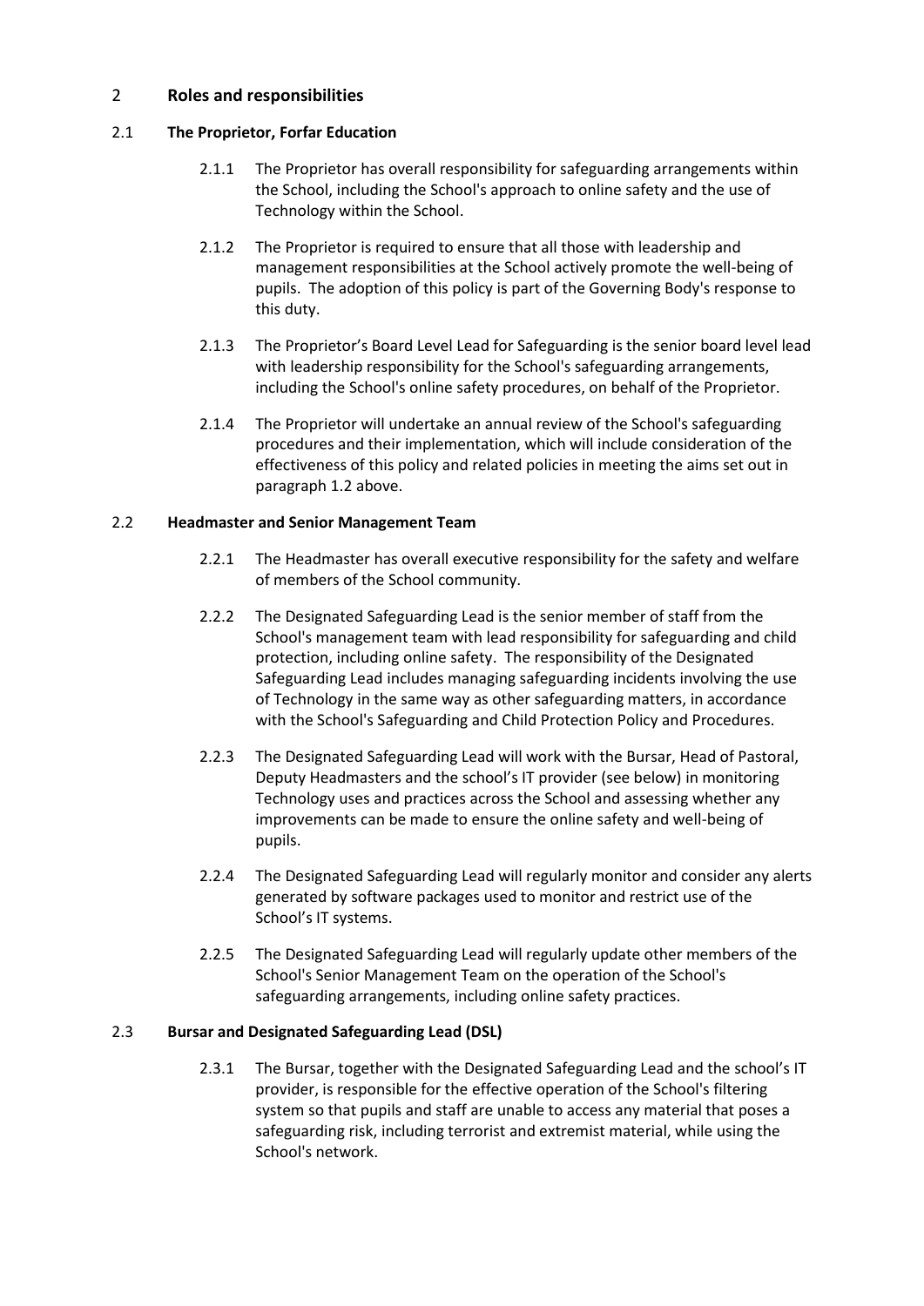## 2 Roles and responsibilities

### 2.1 The Proprietor, Forfar Education

2.1.1 The Proprietor has overall responsibility for safeguarding arrangements within the School, including the School's approach to online safety and the use of Technology within the School.

2.1.2 The Proprietor is required to ensure that all those with leadership and management responsibilities at the School actively promote the well-being of pupils. The adoption of this policy is part of the Governing Body's response to this duty.

2.1.3 The Proprietor's Board Level Lead for Safeguarding is the senior board level lead with leadership responsibility for the School's safeguarding arrangements, including the School's online safety procedures, on behalf of the Proprietor.

2.1.4 The Proprietor will undertake an annual review of the School's safeguarding procedures and their implementation, which will include consideration of the effectiveness of this policy and related policies in meeting the aims set out in paragraph 1.2 above.

### 2.2 Headmaster and Senior Management Team

2.2.1 The Headmaster has overall executive responsibility for the safety and welfare of members of the School community.

2.2.2 The Designated Safeguarding Lead is the senior member of staff from the School's management team with lead responsibility for safeguarding and child protection, including online safety. The responsibility of the Designated Safeguarding Lead includes managing safeguarding incidents involving the use of Technology in the same way as other safeguarding matters, in accordance with the School's Safeguarding and Child Protection Policy and Procedures.

2.2.3 The Designated Safeguarding Lead will work with the Bursar, Head of Pastoral, Deputy Headmasters and the school's IT provider (see below) in monitoring Technology uses and practices across the School and assessing whether any improvements can be made to ensure the online safety and well-being of pupils.

2.2.4 The Designated Safeguarding Lead will regularly monitor and consider any alerts generated by software packages used to monitor and restrict use of the School's IT systems.

2.2.5 The Designated Safeguarding Lead will regularly update other members of the School's Senior Management Team on the operation of the School's safeguarding arrangements, including online safety practices.

### 2.3 Bursar and Designated Safeguarding Lead (DSL)

2.3.1 The Bursar, together with the Designated Safeguarding Lead and the school's IT provider, is responsible for the effective operation of the School's filtering system so that pupils and staff are unable to access any material that poses a safeguarding risk, including terrorist and extremist material, while using the School's network.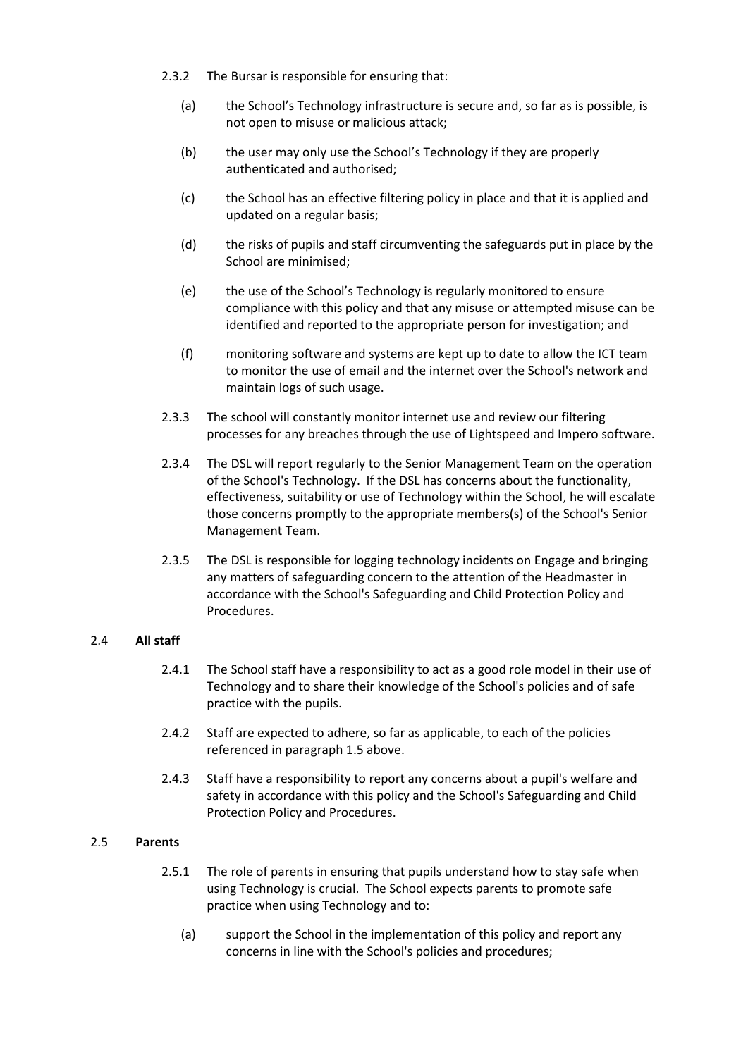2.3.2 The Bursar is responsible for ensuring that:

(a) the School's Technology infrastructure is secure and, so far as is possible, is not open to misuse or malicious attack;

(b) the user may only use the School's Technology if they are properly authenticated and authorised;

(c) the School has an effective filtering policy in place and that it is applied and updated on a regular basis;

(d) the risks of pupils and staff circumventing the safeguards put in place by the School are minimised;

(e) the use of the School's Technology is regularly monitored to ensure compliance with this policy and that any misuse or attempted misuse can be identified and reported to the appropriate person for investigation; and

(f) monitoring software and systems are kept up to date to allow the ICT team to monitor the use of email and the internet over the School's network and maintain logs of such usage.

2.3.3 The school will constantly monitor internet use and review our filtering processes for any breaches through the use of Lightspeed and Impero software.

2.3.4 The DSL will report regularly to the Senior Management Team on the operation of the School's Technology. If the DSL has concerns about the functionality, effectiveness, suitability or use of Technology within the School, he will escalate those concerns promptly to the appropriate members(s) of the School's Senior Management Team.

2.3.5 The DSL is responsible for logging technology incidents on Engage and bringing any matters of safeguarding concern to the attention of the Headmaster in accordance with the School's Safeguarding and Child Protection Policy and Procedures.

### 2.4 All staff

2.4.1 The School staff have a responsibility to act as a good role model in their use of Technology and to share their knowledge of the School's policies and of safe practice with the pupils.

2.4.2 Staff are expected to adhere, so far as applicable, to each of the policies referenced in paragraph 1.5 above.

2.4.3 Staff have a responsibility to report any concerns about a pupil's welfare and safety in accordance with this policy and the School's Safeguarding and Child Protection Policy and Procedures.

### 2.5 Parents

2.5.1 The role of parents in ensuring that pupils understand how to stay safe when using Technology is crucial. The School expects parents to promote safe practice when using Technology and to:

(a) support the School in the implementation of this policy and report any concerns in line with the School's policies and procedures;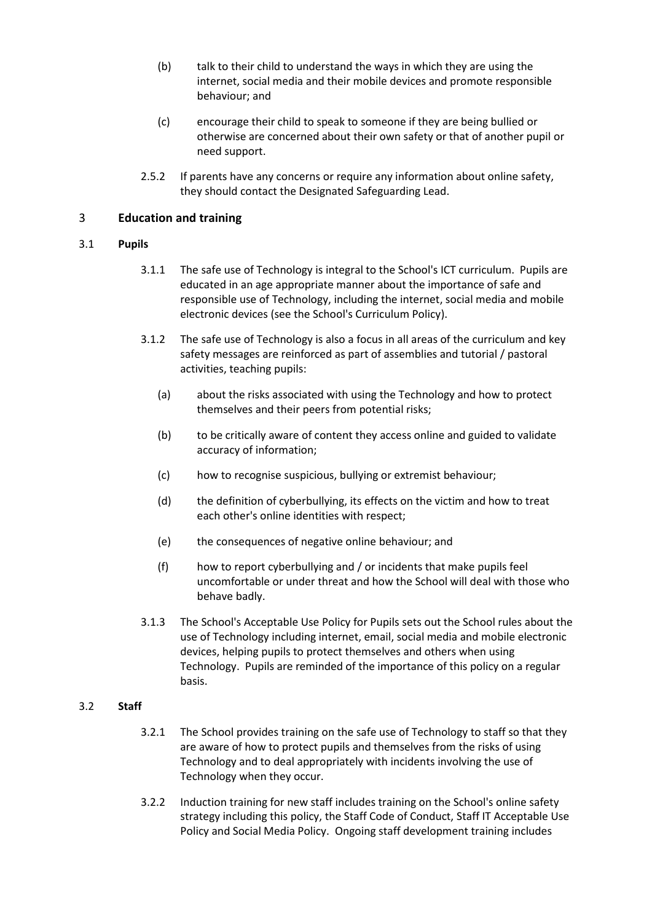(b) talk to their child to understand the ways in which they are using the internet, social media and their mobile devices and promote responsible behaviour; and

(c) encourage their child to speak to someone if they are being bullied or otherwise are concerned about their own safety or that of another pupil or need support.

2.5.2 If parents have any concerns or require any information about online safety, they should contact the Designated Safeguarding Lead.

## 3 Education and training

### 3.1 Pupils

3.1.1 The safe use of Technology is integral to the School's ICT curriculum. Pupils are educated in an age appropriate manner about the importance of safe and responsible use of Technology, including the internet, social media and mobile electronic devices (see the School's Curriculum Policy).

3.1.2 The safe use of Technology is also a focus in all areas of the curriculum and key safety messages are reinforced as part of assemblies and tutorial / pastoral activities, teaching pupils:

(a) about the risks associated with using the Technology and how to protect themselves and their peers from potential risks;

(b) to be critically aware of content they access online and guided to validate accuracy of information;

(c) how to recognise suspicious, bullying or extremist behaviour;

(d) the definition of cyberbullying, its effects on the victim and how to treat each other's online identities with respect;

(e) the consequences of negative online behaviour; and

(f) how to report cyberbullying and / or incidents that make pupils feel uncomfortable or under threat and how the School will deal with those who behave badly.

3.1.3 The School's Acceptable Use Policy for Pupils sets out the School rules about the use of Technology including internet, email, social media and mobile electronic devices, helping pupils to protect themselves and others when using Technology. Pupils are reminded of the importance of this policy on a regular basis.

### 3.2 Staff

3.2.1 The School provides training on the safe use of Technology to staff so that they are aware of how to protect pupils and themselves from the risks of using Technology and to deal appropriately with incidents involving the use of Technology when they occur.

3.2.2 Induction training for new staff includes training on the School's online safety strategy including this policy, the Staff Code of Conduct, Staff IT Acceptable Use Policy and Social Media Policy. Ongoing staff development training includes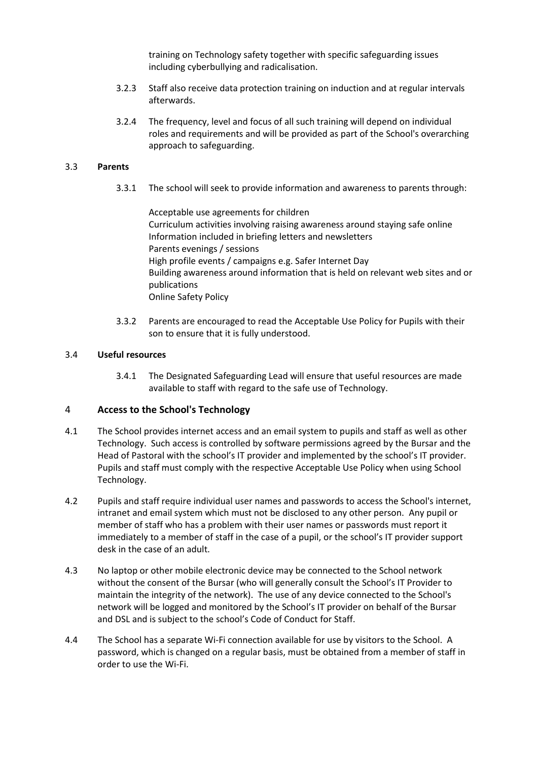training on Technology safety together with specific safeguarding issues including cyberbullying and radicalisation.

3.2.3 Staff also receive data protection training on induction and at regular intervals afterwards.

3.2.4 The frequency, level and focus of all such training will depend on individual roles and requirements and will be provided as part of the School's overarching approach to safeguarding.

3.3 **Parents**

3.3.1 The school will seek to provide information and awareness to parents through:

Acceptable use agreements for children
Curriculum activities involving raising awareness around staying safe online
Information included in briefing letters and newsletters
Parents evenings / sessions
High profile events / campaigns e.g. Safer Internet Day
Building awareness around information that is held on relevant web sites and or publications
Online Safety Policy

3.3.2 Parents are encouraged to read the Acceptable Use Policy for Pupils with their son to ensure that it is fully understood.

3.4 **Useful resources**

3.4.1 The Designated Safeguarding Lead will ensure that useful resources are made available to staff with regard to the safe use of Technology.

## 4 Access to the School's Technology

4.1 The School provides internet access and an email system to pupils and staff as well as other Technology. Such access is controlled by software permissions agreed by the Bursar and the Head of Pastoral with the school's IT provider and implemented by the school's IT provider. Pupils and staff must comply with the respective Acceptable Use Policy when using School Technology.

4.2 Pupils and staff require individual user names and passwords to access the School's internet, intranet and email system which must not be disclosed to any other person. Any pupil or member of staff who has a problem with their user names or passwords must report it immediately to a member of staff in the case of a pupil, or the school's IT provider support desk in the case of an adult.

4.3 No laptop or other mobile electronic device may be connected to the School network without the consent of the Bursar (who will generally consult the School's IT Provider to maintain the integrity of the network). The use of any device connected to the School's network will be logged and monitored by the School's IT provider on behalf of the Bursar and DSL and is subject to the school's Code of Conduct for Staff.

4.4 The School has a separate Wi-Fi connection available for use by visitors to the School. A password, which is changed on a regular basis, must be obtained from a member of staff in order to use the Wi-Fi.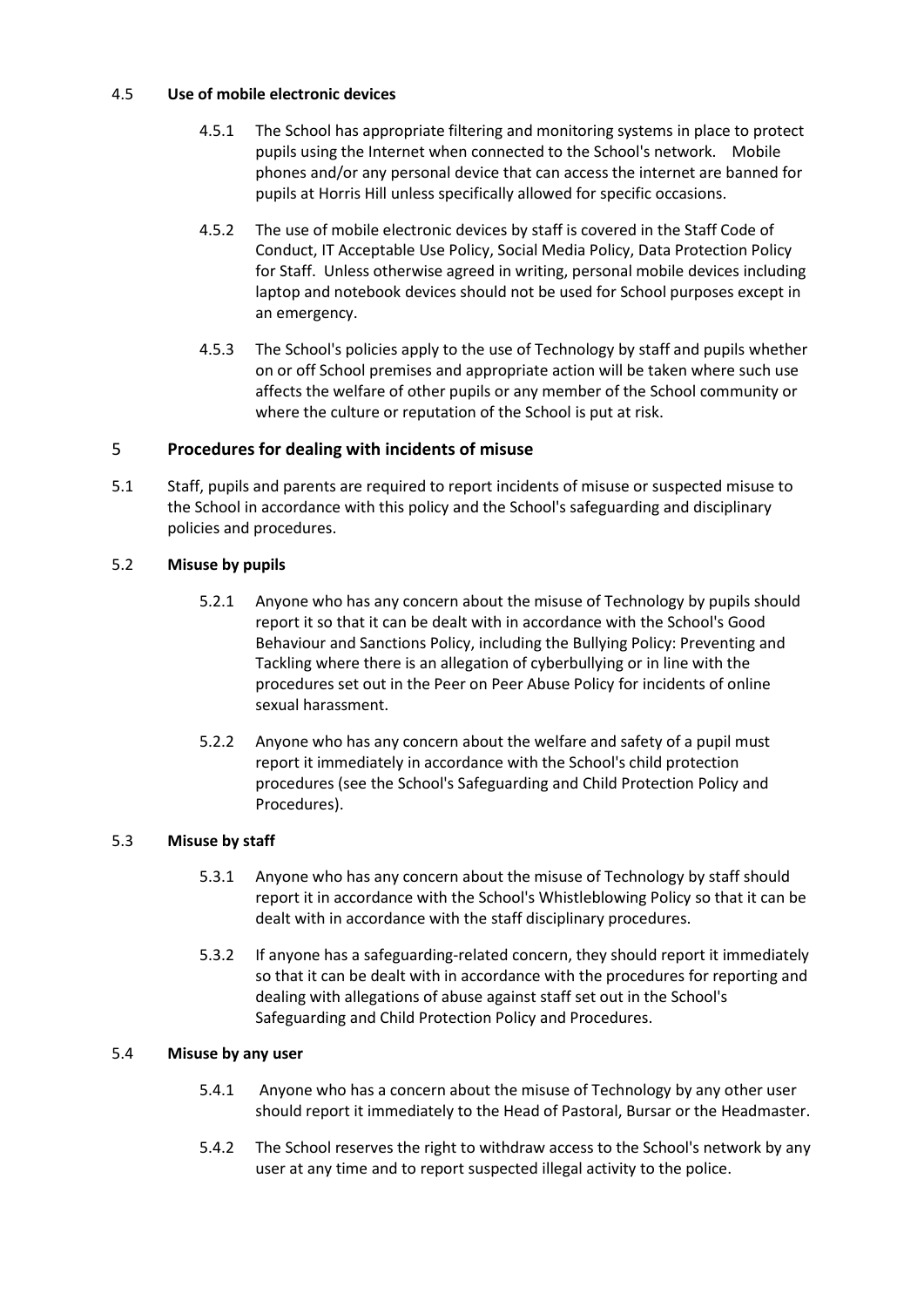### 4.5 Use of mobile electronic devices

4.5.1 The School has appropriate filtering and monitoring systems in place to protect pupils using the Internet when connected to the School's network. Mobile phones and/or any personal device that can access the internet are banned for pupils at Horris Hill unless specifically allowed for specific occasions.

4.5.2 The use of mobile electronic devices by staff is covered in the Staff Code of Conduct, IT Acceptable Use Policy, Social Media Policy, Data Protection Policy for Staff. Unless otherwise agreed in writing, personal mobile devices including laptop and notebook devices should not be used for School purposes except in an emergency.

4.5.3 The School's policies apply to the use of Technology by staff and pupils whether on or off School premises and appropriate action will be taken where such use affects the welfare of other pupils or any member of the School community or where the culture or reputation of the School is put at risk.

## 5 Procedures for dealing with incidents of misuse

5.1 Staff, pupils and parents are required to report incidents of misuse or suspected misuse to the School in accordance with this policy and the School's safeguarding and disciplinary policies and procedures.

### 5.2 Misuse by pupils

5.2.1 Anyone who has any concern about the misuse of Technology by pupils should report it so that it can be dealt with in accordance with the School's Good Behaviour and Sanctions Policy, including the Bullying Policy: Preventing and Tackling where there is an allegation of cyberbullying or in line with the procedures set out in the Peer on Peer Abuse Policy for incidents of online sexual harassment.

5.2.2 Anyone who has any concern about the welfare and safety of a pupil must report it immediately in accordance with the School's child protection procedures (see the School's Safeguarding and Child Protection Policy and Procedures).

### 5.3 Misuse by staff

5.3.1 Anyone who has any concern about the misuse of Technology by staff should report it in accordance with the School's Whistleblowing Policy so that it can be dealt with in accordance with the staff disciplinary procedures.

5.3.2 If anyone has a safeguarding-related concern, they should report it immediately so that it can be dealt with in accordance with the procedures for reporting and dealing with allegations of abuse against staff set out in the School's Safeguarding and Child Protection Policy and Procedures.

### 5.4 Misuse by any user

5.4.1 Anyone who has a concern about the misuse of Technology by any other user should report it immediately to the Head of Pastoral, Bursar or the Headmaster.

5.4.2 The School reserves the right to withdraw access to the School's network by any user at any time and to report suspected illegal activity to the police.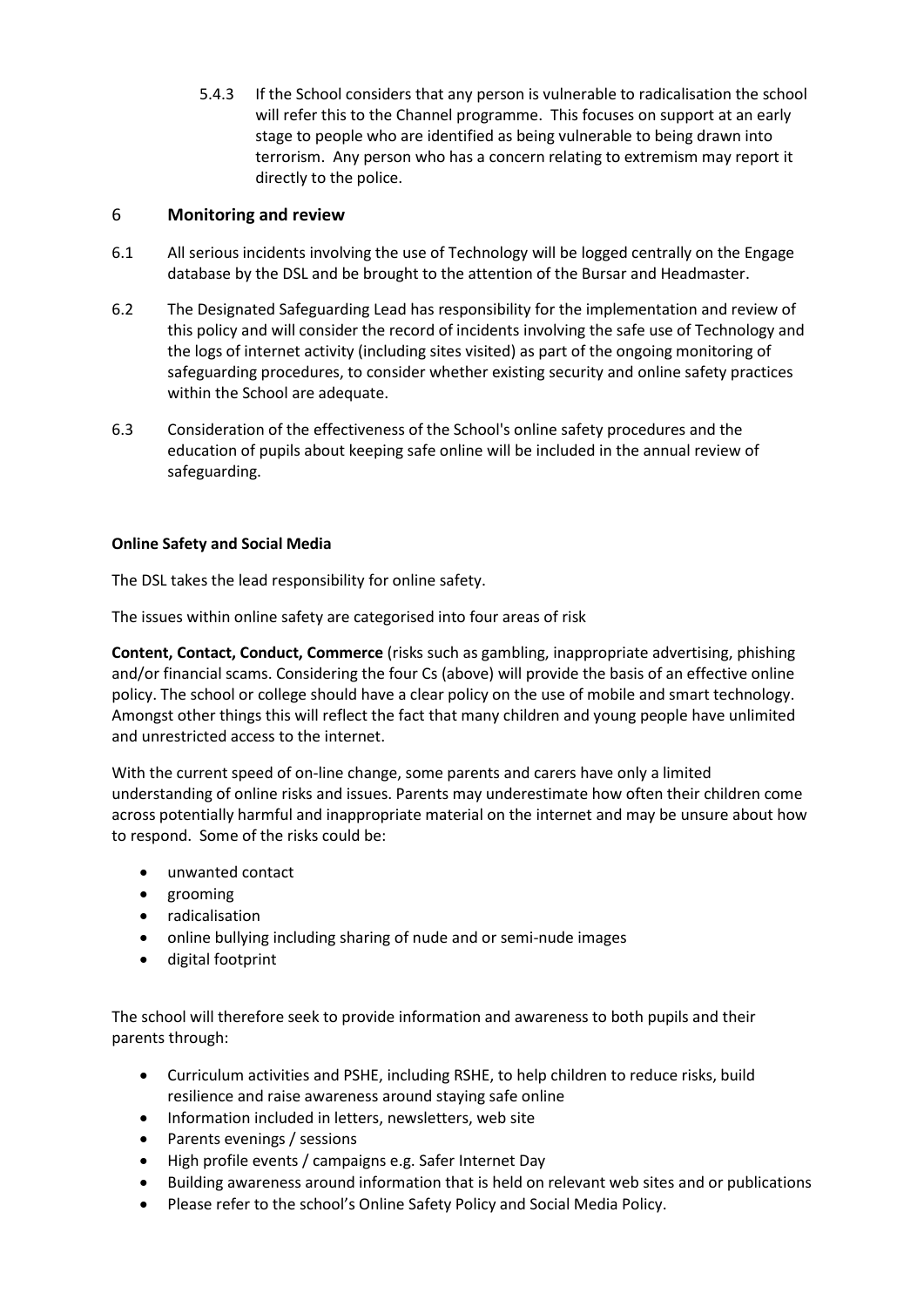5.4.3 If the School considers that any person is vulnerable to radicalisation the school will refer this to the Channel programme. This focuses on support at an early stage to people who are identified as being vulnerable to being drawn into terrorism. Any person who has a concern relating to extremism may report it directly to the police.

## 6 Monitoring and review

6.1 All serious incidents involving the use of Technology will be logged centrally on the Engage database by the DSL and be brought to the attention of the Bursar and Headmaster.

6.2 The Designated Safeguarding Lead has responsibility for the implementation and review of this policy and will consider the record of incidents involving the safe use of Technology and the logs of internet activity (including sites visited) as part of the ongoing monitoring of safeguarding procedures, to consider whether existing security and online safety practices within the School are adequate.

6.3 Consideration of the effectiveness of the School's online safety procedures and the education of pupils about keeping safe online will be included in the annual review of safeguarding.

**Online Safety and Social Media**

The DSL takes the lead responsibility for online safety.

The issues within online safety are categorised into four areas of risk

**Content, Contact, Conduct, Commerce** (risks such as gambling, inappropriate advertising, phishing and/or financial scams. Considering the four Cs (above) will provide the basis of an effective online policy. The school or college should have a clear policy on the use of mobile and smart technology. Amongst other things this will reflect the fact that many children and young people have unlimited and unrestricted access to the internet.

With the current speed of on-line change, some parents and carers have only a limited understanding of online risks and issues. Parents may underestimate how often their children come across potentially harmful and inappropriate material on the internet and may be unsure about how to respond. Some of the risks could be:

- unwanted contact
- grooming
- radicalisation
- online bullying including sharing of nude and or semi-nude images
- digital footprint

The school will therefore seek to provide information and awareness to both pupils and their parents through:

- Curriculum activities and PSHE, including RSHE, to help children to reduce risks, build resilience and raise awareness around staying safe online
- Information included in letters, newsletters, web site
- Parents evenings / sessions
- High profile events / campaigns e.g. Safer Internet Day
- Building awareness around information that is held on relevant web sites and or publications
- Please refer to the school's Online Safety Policy and Social Media Policy.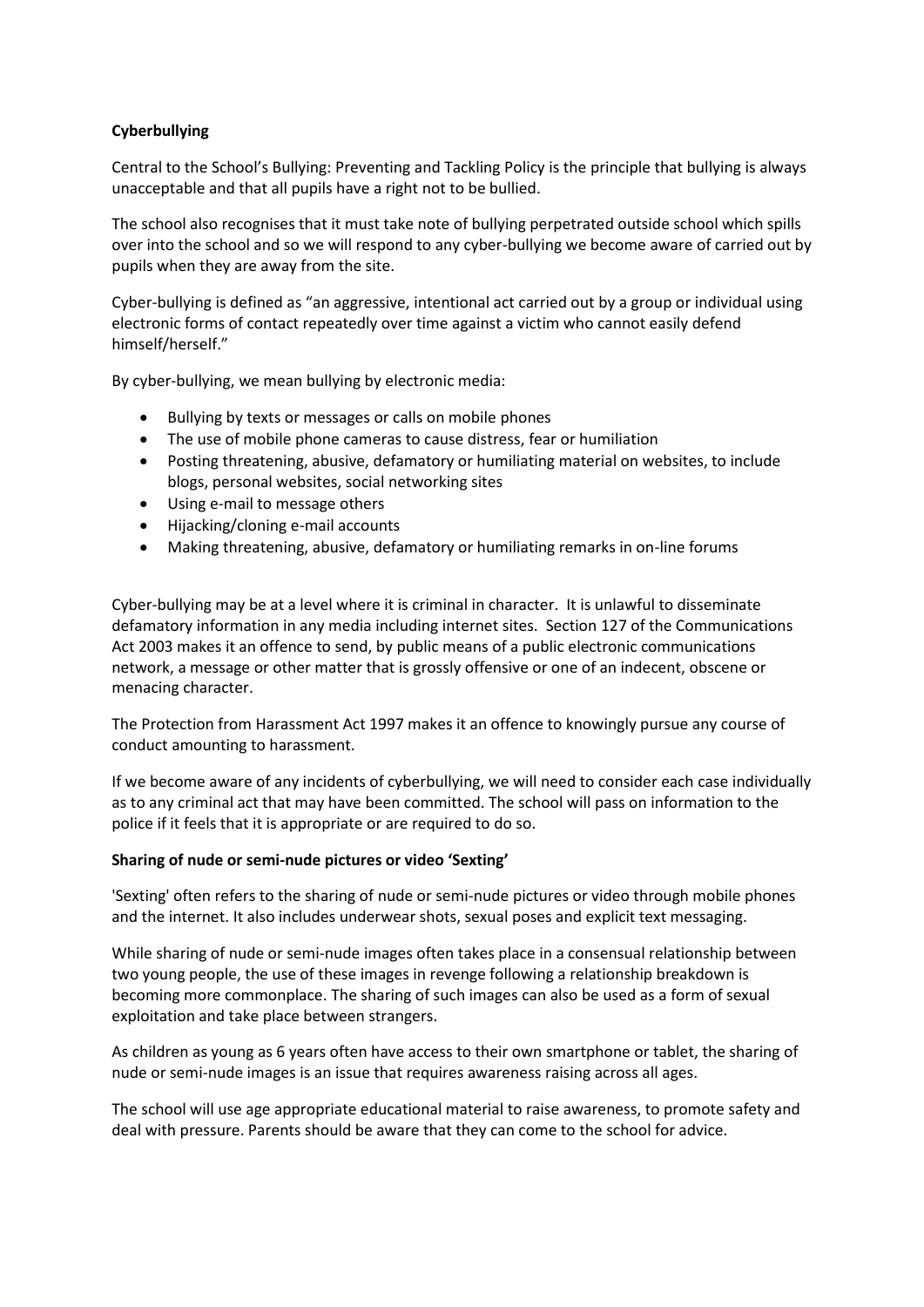**Cyberbullying**

Central to the School's Bullying: Preventing and Tackling Policy is the principle that bullying is always unacceptable and that all pupils have a right not to be bullied.

The school also recognises that it must take note of bullying perpetrated outside school which spills over into the school and so we will respond to any cyber-bullying we become aware of carried out by pupils when they are away from the site.

Cyber-bullying is defined as "an aggressive, intentional act carried out by a group or individual using electronic forms of contact repeatedly over time against a victim who cannot easily defend himself/herself."

By cyber-bullying, we mean bullying by electronic media:

- Bullying by texts or messages or calls on mobile phones
- The use of mobile phone cameras to cause distress, fear or humiliation
- Posting threatening, abusive, defamatory or humiliating material on websites, to include blogs, personal websites, social networking sites
- Using e-mail to message others
- Hijacking/cloning e-mail accounts
- Making threatening, abusive, defamatory or humiliating remarks in on-line forums

Cyber-bullying may be at a level where it is criminal in character. It is unlawful to disseminate defamatory information in any media including internet sites. Section 127 of the Communications Act 2003 makes it an offence to send, by public means of a public electronic communications network, a message or other matter that is grossly offensive or one of an indecent, obscene or menacing character.

The Protection from Harassment Act 1997 makes it an offence to knowingly pursue any course of conduct amounting to harassment.

If we become aware of any incidents of cyberbullying, we will need to consider each case individually as to any criminal act that may have been committed. The school will pass on information to the police if it feels that it is appropriate or are required to do so.

**Sharing of nude or semi-nude pictures or video 'Sexting'**

'Sexting' often refers to the sharing of nude or semi-nude pictures or video through mobile phones and the internet. It also includes underwear shots, sexual poses and explicit text messaging.

While sharing of nude or semi-nude images often takes place in a consensual relationship between two young people, the use of these images in revenge following a relationship breakdown is becoming more commonplace. The sharing of such images can also be used as a form of sexual exploitation and take place between strangers.

As children as young as 6 years often have access to their own smartphone or tablet, the sharing of nude or semi-nude images is an issue that requires awareness raising across all ages.

The school will use age appropriate educational material to raise awareness, to promote safety and deal with pressure. Parents should be aware that they can come to the school for advice.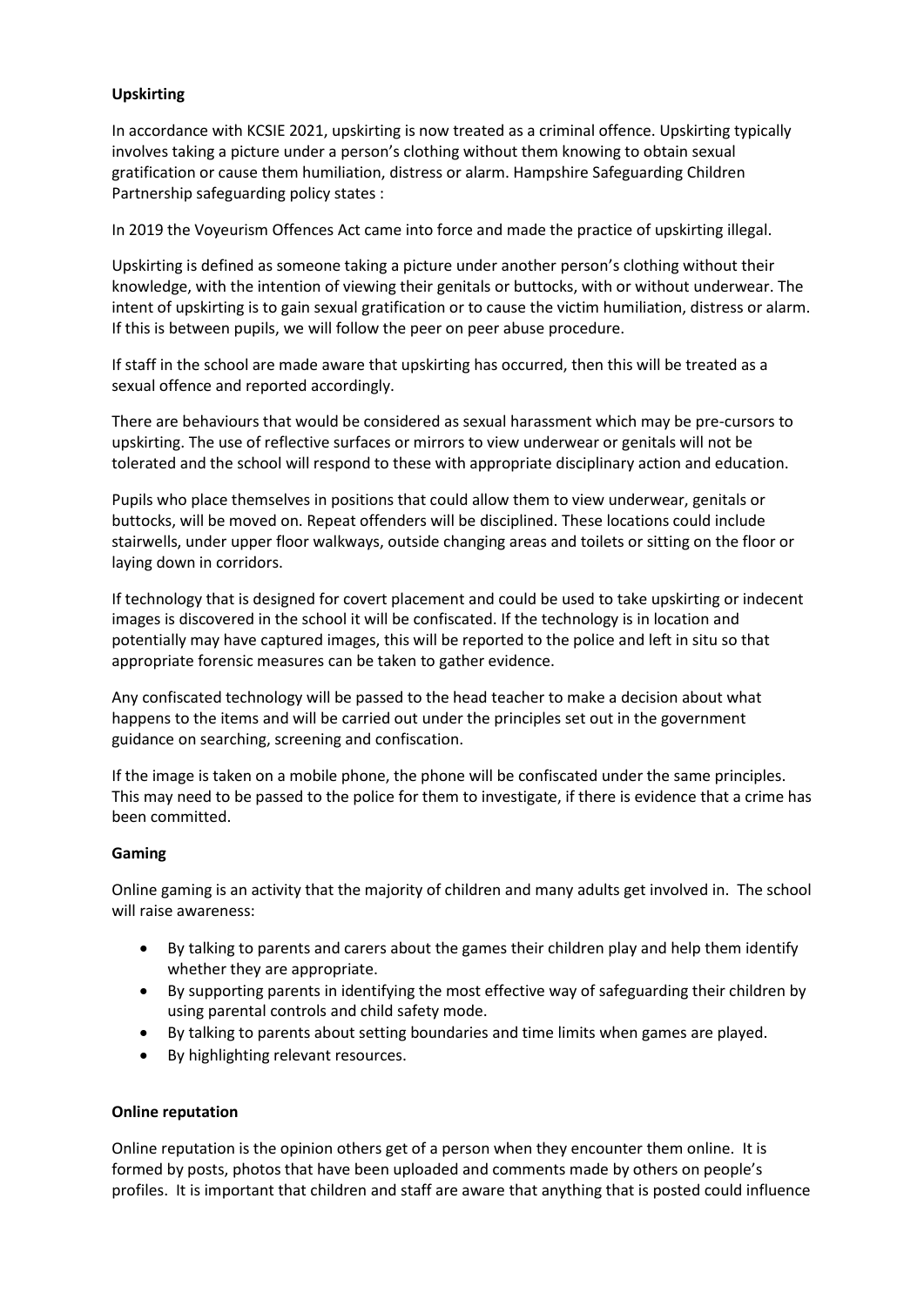**Upskirting**

In accordance with KCSIE 2021, upskirting is now treated as a criminal offence. Upskirting typically involves taking a picture under a person's clothing without them knowing to obtain sexual gratification or cause them humiliation, distress or alarm. Hampshire Safeguarding Children Partnership safeguarding policy states :

In 2019 the Voyeurism Offences Act came into force and made the practice of upskirting illegal.

Upskirting is defined as someone taking a picture under another person's clothing without their knowledge, with the intention of viewing their genitals or buttocks, with or without underwear. The intent of upskirting is to gain sexual gratification or to cause the victim humiliation, distress or alarm. If this is between pupils, we will follow the peer on peer abuse procedure.

If staff in the school are made aware that upskirting has occurred, then this will be treated as a sexual offence and reported accordingly.

There are behaviours that would be considered as sexual harassment which may be pre-cursors to upskirting. The use of reflective surfaces or mirrors to view underwear or genitals will not be tolerated and the school will respond to these with appropriate disciplinary action and education.

Pupils who place themselves in positions that could allow them to view underwear, genitals or buttocks, will be moved on. Repeat offenders will be disciplined. These locations could include stairwells, under upper floor walkways, outside changing areas and toilets or sitting on the floor or laying down in corridors.

If technology that is designed for covert placement and could be used to take upskirting or indecent images is discovered in the school it will be confiscated. If the technology is in location and potentially may have captured images, this will be reported to the police and left in situ so that appropriate forensic measures can be taken to gather evidence.

Any confiscated technology will be passed to the head teacher to make a decision about what happens to the items and will be carried out under the principles set out in the government guidance on searching, screening and confiscation.

If the image is taken on a mobile phone, the phone will be confiscated under the same principles. This may need to be passed to the police for them to investigate, if there is evidence that a crime has been committed.

**Gaming**

Online gaming is an activity that the majority of children and many adults get involved in. The school will raise awareness:

- By talking to parents and carers about the games their children play and help them identify whether they are appropriate.
- By supporting parents in identifying the most effective way of safeguarding their children by using parental controls and child safety mode.
- By talking to parents about setting boundaries and time limits when games are played.
- By highlighting relevant resources.

**Online reputation**

Online reputation is the opinion others get of a person when they encounter them online. It is formed by posts, photos that have been uploaded and comments made by others on people's profiles. It is important that children and staff are aware that anything that is posted could influence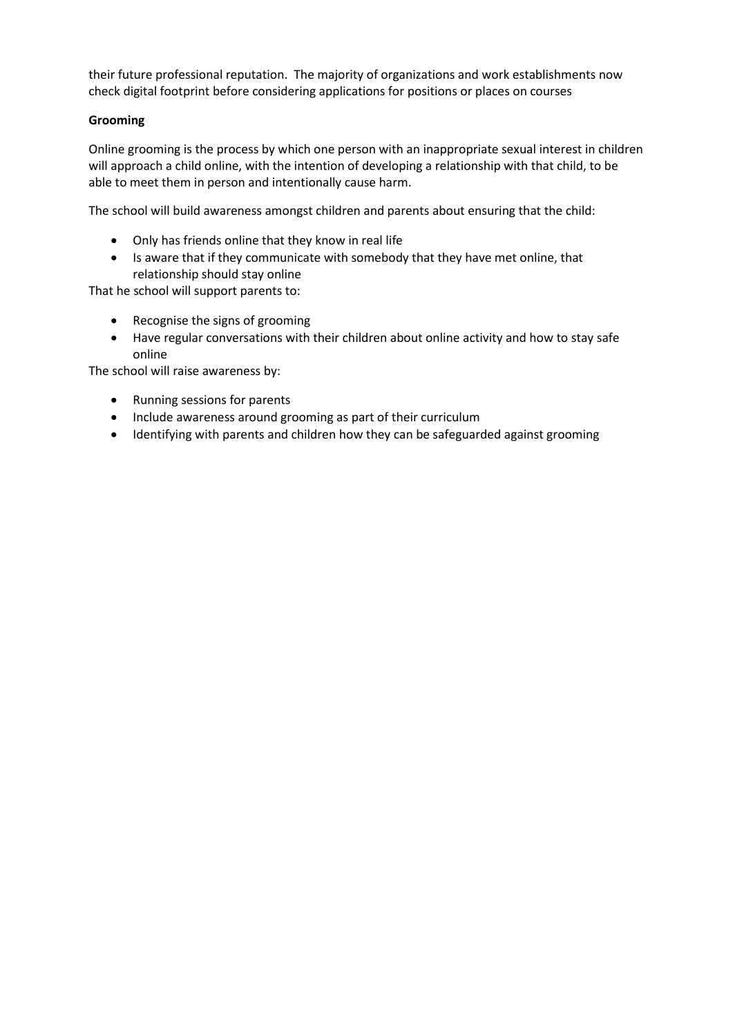their future professional reputation.  The majority of organizations and work establishments now check digital footprint before considering applications for positions or places on courses

**Grooming**

Online grooming is the process by which one person with an inappropriate sexual interest in children will approach a child online, with the intention of developing a relationship with that child, to be able to meet them in person and intentionally cause harm.

The school will build awareness amongst children and parents about ensuring that the child:

- Only has friends online that they know in real life
- Is aware that if they communicate with somebody that they have met online, that relationship should stay online

That he school will support parents to:

- Recognise the signs of grooming
- Have regular conversations with their children about online activity and how to stay safe online

The school will raise awareness by:

- Running sessions for parents
- Include awareness around grooming as part of their curriculum
- Identifying with parents and children how they can be safeguarded against grooming